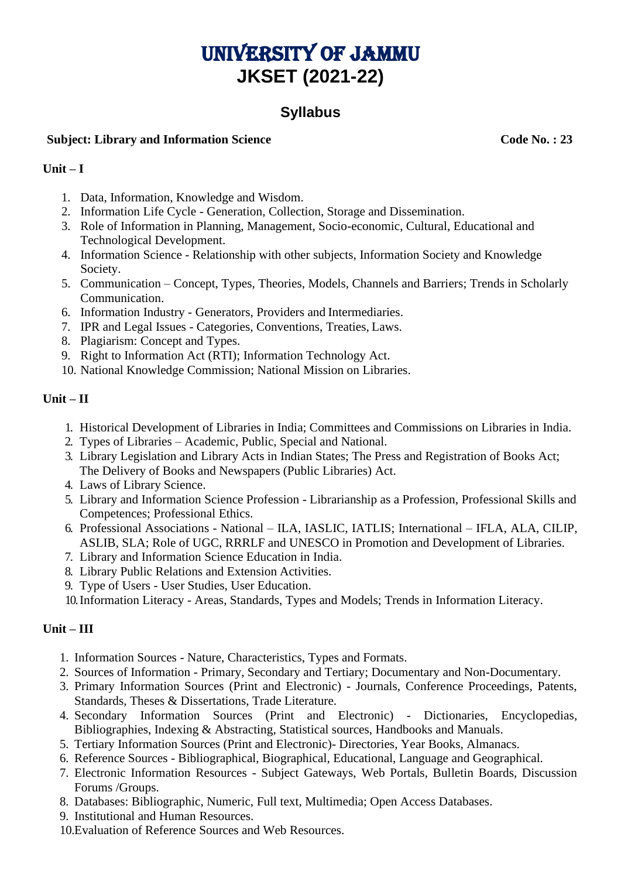# UNIVERSITY OF JAMMU
# JKSET (2021-22)

## Syllabus

**Subject: Library and Information Science** **Code No. : 23**

### Unit – I

1. Data, Information, Knowledge and Wisdom.
2. Information Life Cycle - Generation, Collection, Storage and Dissemination.
3. Role of Information in Planning, Management, Socio-economic, Cultural, Educational and Technological Development.
4. Information Science - Relationship with other subjects, Information Society and Knowledge Society.
5. Communication – Concept, Types, Theories, Models, Channels and Barriers; Trends in Scholarly Communication.
6. Information Industry - Generators, Providers and Intermediaries.
7. IPR and Legal Issues - Categories, Conventions, Treaties, Laws.
8. Plagiarism: Concept and Types.
9. Right to Information Act (RTI); Information Technology Act.
10. National Knowledge Commission; National Mission on Libraries.

### Unit – II

1. Historical Development of Libraries in India; Committees and Commissions on Libraries in India.
2. Types of Libraries – Academic, Public, Special and National.
3. Library Legislation and Library Acts in Indian States; The Press and Registration of Books Act; The Delivery of Books and Newspapers (Public Libraries) Act.
4. Laws of Library Science.
5. Library and Information Science Profession - Librarianship as a Profession, Professional Skills and Competences; Professional Ethics.
6. Professional Associations - National – ILA, IASLIC, IATLIS; International – IFLA, ALA, CILIP, ASLIB, SLA; Role of UGC, RRRLF and UNESCO in Promotion and Development of Libraries.
7. Library and Information Science Education in India.
8. Library Public Relations and Extension Activities.
9. Type of Users - User Studies, User Education.
10. Information Literacy - Areas, Standards, Types and Models; Trends in Information Literacy.

### Unit – III

1. Information Sources - Nature, Characteristics, Types and Formats.
2. Sources of Information - Primary, Secondary and Tertiary; Documentary and Non-Documentary.
3. Primary Information Sources (Print and Electronic) - Journals, Conference Proceedings, Patents, Standards, Theses & Dissertations, Trade Literature.
4. Secondary Information Sources (Print and Electronic) - Dictionaries, Encyclopedias, Bibliographies, Indexing & Abstracting, Statistical sources, Handbooks and Manuals.
5. Tertiary Information Sources (Print and Electronic)- Directories, Year Books, Almanacs.
6. Reference Sources - Bibliographical, Biographical, Educational, Language and Geographical.
7. Electronic Information Resources - Subject Gateways, Web Portals, Bulletin Boards, Discussion Forums /Groups.
8. Databases: Bibliographic, Numeric, Full text, Multimedia; Open Access Databases.
9. Institutional and Human Resources.
10. Evaluation of Reference Sources and Web Resources.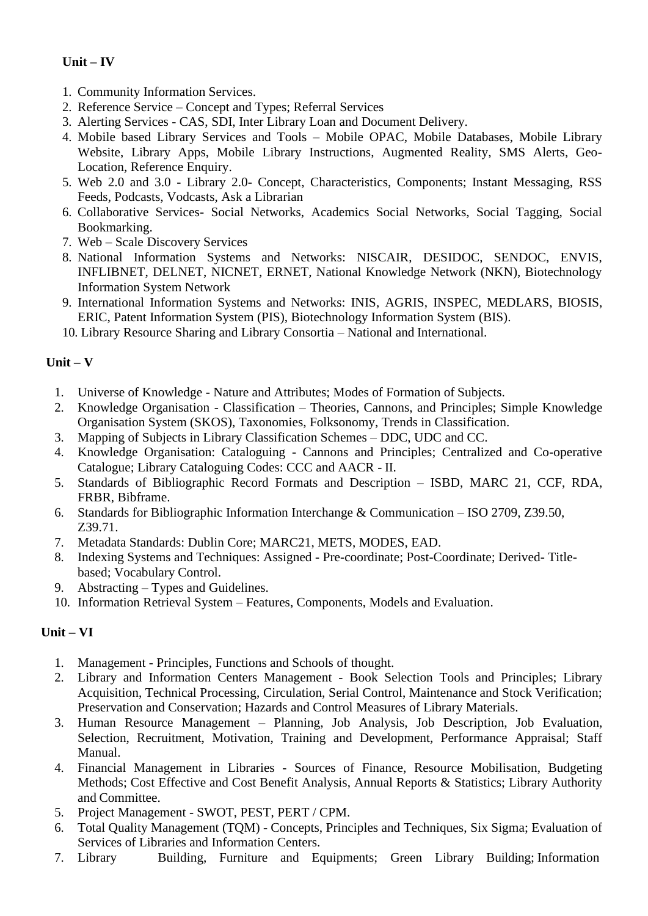**Unit – IV**

1. Community Information Services.
2. Reference Service – Concept and Types; Referral Services
3. Alerting Services - CAS, SDI, Inter Library Loan and Document Delivery.
4. Mobile based Library Services and Tools – Mobile OPAC, Mobile Databases, Mobile Library Website, Library Apps, Mobile Library Instructions, Augmented Reality, SMS Alerts, Geo-Location, Reference Enquiry.
5. Web 2.0 and 3.0 - Library 2.0- Concept, Characteristics, Components; Instant Messaging, RSS Feeds, Podcasts, Vodcasts, Ask a Librarian
6. Collaborative Services- Social Networks, Academics Social Networks, Social Tagging, Social Bookmarking.
7. Web – Scale Discovery Services
8. National Information Systems and Networks: NISCAIR, DESIDOC, SENDOC, ENVIS, INFLIBNET, DELNET, NICNET, ERNET, National Knowledge Network (NKN), Biotechnology Information System Network
9. International Information Systems and Networks: INIS, AGRIS, INSPEC, MEDLARS, BIOSIS, ERIC, Patent Information System (PIS), Biotechnology Information System (BIS).
10. Library Resource Sharing and Library Consortia – National and International.

**Unit – V**

1. Universe of Knowledge - Nature and Attributes; Modes of Formation of Subjects.
2. Knowledge Organisation - Classification – Theories, Cannons, and Principles; Simple Knowledge Organisation System (SKOS), Taxonomies, Folksonomy, Trends in Classification.
3. Mapping of Subjects in Library Classification Schemes – DDC, UDC and CC.
4. Knowledge Organisation: Cataloguing - Cannons and Principles; Centralized and Co-operative Catalogue; Library Cataloguing Codes: CCC and AACR - II.
5. Standards of Bibliographic Record Formats and Description – ISBD, MARC 21, CCF, RDA, FRBR, Bibframe.
6. Standards for Bibliographic Information Interchange & Communication – ISO 2709, Z39.50, Z39.71.
7. Metadata Standards: Dublin Core; MARC21, METS, MODES, EAD.
8. Indexing Systems and Techniques: Assigned - Pre-coordinate; Post-Coordinate; Derived- Title-based; Vocabulary Control.
9. Abstracting – Types and Guidelines.
10. Information Retrieval System – Features, Components, Models and Evaluation.

**Unit – VI**

1. Management - Principles, Functions and Schools of thought.
2. Library and Information Centers Management - Book Selection Tools and Principles; Library Acquisition, Technical Processing, Circulation, Serial Control, Maintenance and Stock Verification; Preservation and Conservation; Hazards and Control Measures of Library Materials.
3. Human Resource Management – Planning, Job Analysis, Job Description, Job Evaluation, Selection, Recruitment, Motivation, Training and Development, Performance Appraisal; Staff Manual.
4. Financial Management in Libraries - Sources of Finance, Resource Mobilisation, Budgeting Methods; Cost Effective and Cost Benefit Analysis, Annual Reports & Statistics; Library Authority and Committee.
5. Project Management - SWOT, PEST, PERT / CPM.
6. Total Quality Management (TQM) - Concepts, Principles and Techniques, Six Sigma; Evaluation of Services of Libraries and Information Centers.
7. Library Building, Furniture and Equipments; Green Library Building; Information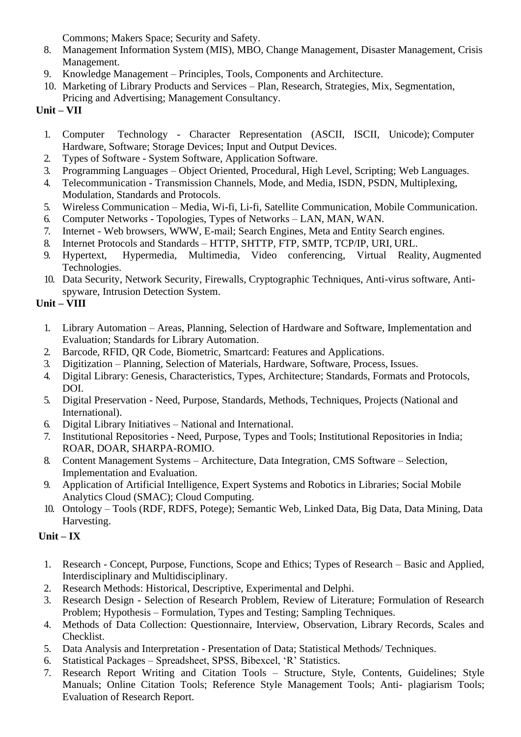Commons; Makers Space; Security and Safety.

8. Management Information System (MIS), MBO, Change Management, Disaster Management, Crisis Management.
9. Knowledge Management – Principles, Tools, Components and Architecture.
10. Marketing of Library Products and Services – Plan, Research, Strategies, Mix, Segmentation, Pricing and Advertising; Management Consultancy.

**Unit – VII**

1. Computer Technology - Character Representation (ASCII, ISCII, Unicode); Computer Hardware, Software; Storage Devices; Input and Output Devices.
2. Types of Software - System Software, Application Software.
3. Programming Languages – Object Oriented, Procedural, High Level, Scripting; Web Languages.
4. Telecommunication - Transmission Channels, Mode, and Media, ISDN, PSDN, Multiplexing, Modulation, Standards and Protocols.
5. Wireless Communication – Media, Wi-fi, Li-fi, Satellite Communication, Mobile Communication.
6. Computer Networks - Topologies, Types of Networks – LAN, MAN, WAN.
7. Internet - Web browsers, WWW, E-mail; Search Engines, Meta and Entity Search engines.
8. Internet Protocols and Standards – HTTP, SHTTP, FTP, SMTP, TCP/IP, URI, URL.
9. Hypertext, Hypermedia, Multimedia, Video conferencing, Virtual Reality, Augmented Technologies.
10. Data Security, Network Security, Firewalls, Cryptographic Techniques, Anti-virus software, Anti-spyware, Intrusion Detection System.

**Unit – VIII**

1. Library Automation – Areas, Planning, Selection of Hardware and Software, Implementation and Evaluation; Standards for Library Automation.
2. Barcode, RFID, QR Code, Biometric, Smartcard: Features and Applications.
3. Digitization – Planning, Selection of Materials, Hardware, Software, Process, Issues.
4. Digital Library: Genesis, Characteristics, Types, Architecture; Standards, Formats and Protocols, DOI.
5. Digital Preservation - Need, Purpose, Standards, Methods, Techniques, Projects (National and International).
6. Digital Library Initiatives – National and International.
7. Institutional Repositories - Need, Purpose, Types and Tools; Institutional Repositories in India; ROAR, DOAR, SHARPA-ROMIO.
8. Content Management Systems – Architecture, Data Integration, CMS Software – Selection, Implementation and Evaluation.
9. Application of Artificial Intelligence, Expert Systems and Robotics in Libraries; Social Mobile Analytics Cloud (SMAC); Cloud Computing.
10. Ontology – Tools (RDF, RDFS, Potege); Semantic Web, Linked Data, Big Data, Data Mining, Data Harvesting.

**Unit – IX**

1. Research - Concept, Purpose, Functions, Scope and Ethics; Types of Research – Basic and Applied, Interdisciplinary and Multidisciplinary.
2. Research Methods: Historical, Descriptive, Experimental and Delphi.
3. Research Design - Selection of Research Problem, Review of Literature; Formulation of Research Problem; Hypothesis – Formulation, Types and Testing; Sampling Techniques.
4. Methods of Data Collection: Questionnaire, Interview, Observation, Library Records, Scales and Checklist.
5. Data Analysis and Interpretation - Presentation of Data; Statistical Methods/ Techniques.
6. Statistical Packages – Spreadsheet, SPSS, Bibexcel, 'R' Statistics.
7. Research Report Writing and Citation Tools – Structure, Style, Contents, Guidelines; Style Manuals; Online Citation Tools; Reference Style Management Tools; Anti- plagiarism Tools; Evaluation of Research Report.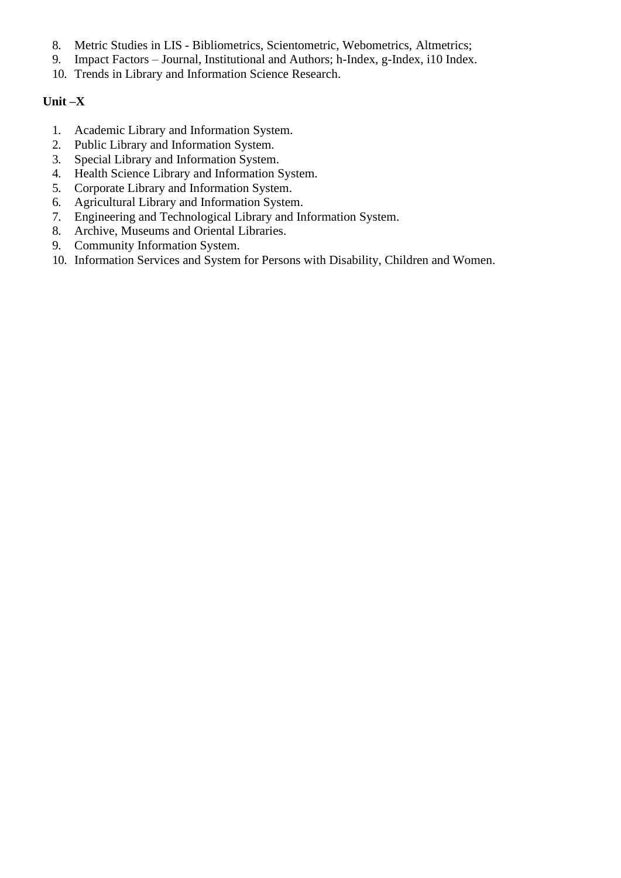8. Metric Studies in LIS - Bibliometrics, Scientometric, Webometrics, Altmetrics;
9. Impact Factors – Journal, Institutional and Authors; h-Index, g-Index, i10 Index.
10. Trends in Library and Information Science Research.

**Unit –X**

1. Academic Library and Information System.
2. Public Library and Information System.
3. Special Library and Information System.
4. Health Science Library and Information System.
5. Corporate Library and Information System.
6. Agricultural Library and Information System.
7. Engineering and Technological Library and Information System.
8. Archive, Museums and Oriental Libraries.
9. Community Information System.
10. Information Services and System for Persons with Disability, Children and Women.